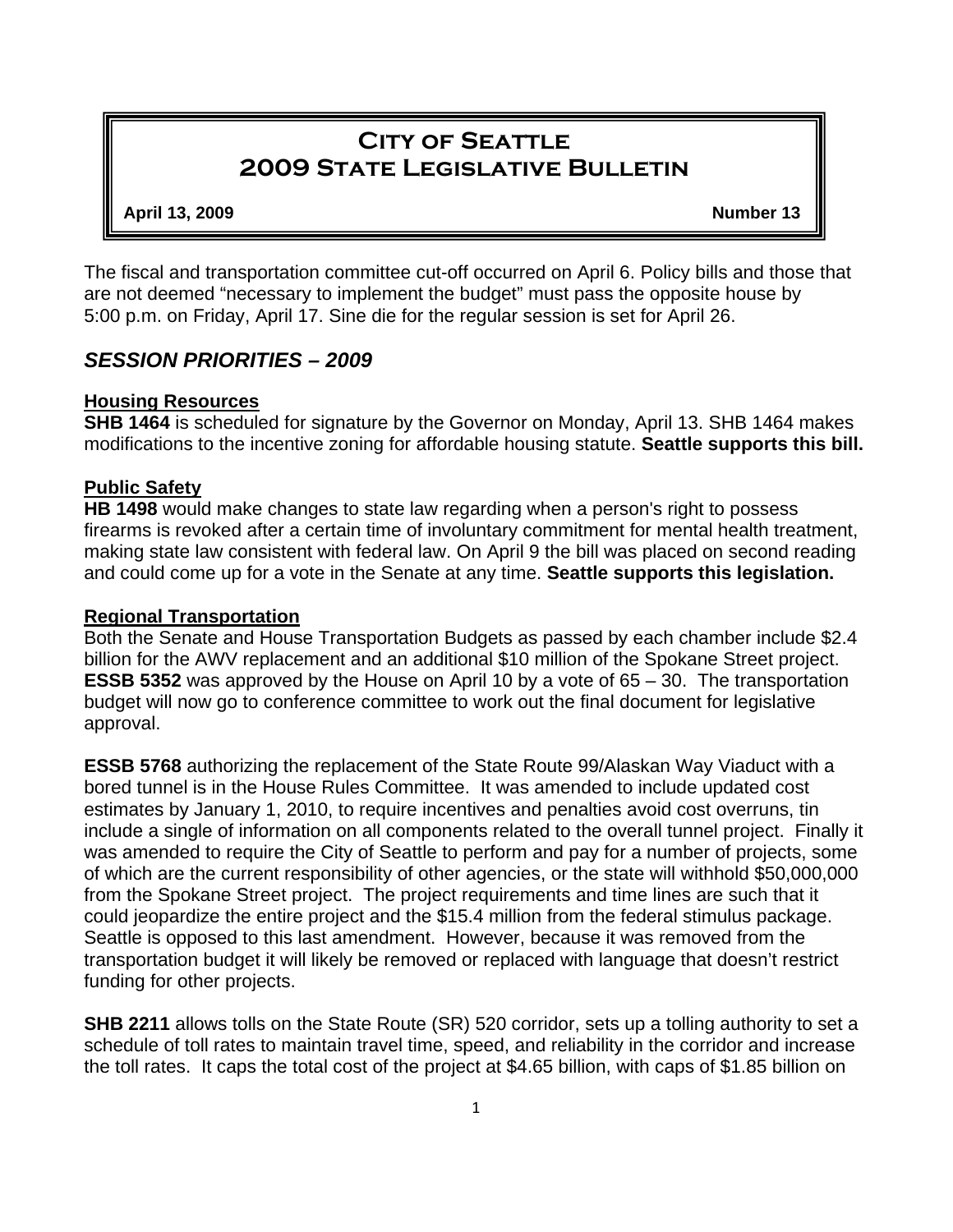# City of Seattle
# 2009 State Legislative Bulletin

**April 13, 2009** **Number 13**

The fiscal and transportation committee cut-off occurred on April 6. Policy bills and those that are not deemed "necessary to implement the budget" must pass the opposite house by 5:00 p.m. on Friday, April 17. Sine die for the regular session is set for April 26.

## *SESSION PRIORITIES – 2009*

### Housing Resources

**SHB 1464** is scheduled for signature by the Governor on Monday, April 13. SHB 1464 makes modifications to the incentive zoning for affordable housing statute. **Seattle supports this bill.**

### Public Safety

**HB 1498** would make changes to state law regarding when a person's right to possess firearms is revoked after a certain time of involuntary commitment for mental health treatment, making state law consistent with federal law. On April 9 the bill was placed on second reading and could come up for a vote in the Senate at any time. **Seattle supports this legislation.**

### Regional Transportation

Both the Senate and House Transportation Budgets as passed by each chamber include $2.4 billion for the AWV replacement and an additional $10 million of the Spokane Street project. **ESSB 5352** was approved by the House on April 10 by a vote of 65 – 30. The transportation budget will now go to conference committee to work out the final document for legislative approval.

**ESSB 5768** authorizing the replacement of the State Route 99/Alaskan Way Viaduct with a bored tunnel is in the House Rules Committee. It was amended to include updated cost estimates by January 1, 2010, to require incentives and penalties avoid cost overruns, tin include a single of information on all components related to the overall tunnel project. Finally it was amended to require the City of Seattle to perform and pay for a number of projects, some of which are the current responsibility of other agencies, or the state will withhold $50,000,000 from the Spokane Street project. The project requirements and time lines are such that it could jeopardize the entire project and the $15.4 million from the federal stimulus package. Seattle is opposed to this last amendment. However, because it was removed from the transportation budget it will likely be removed or replaced with language that doesn't restrict funding for other projects.

**SHB 2211** allows tolls on the State Route (SR) 520 corridor, sets up a tolling authority to set a schedule of toll rates to maintain travel time, speed, and reliability in the corridor and increase the toll rates. It caps the total cost of the project at $4.65 billion, with caps of $1.85 billion on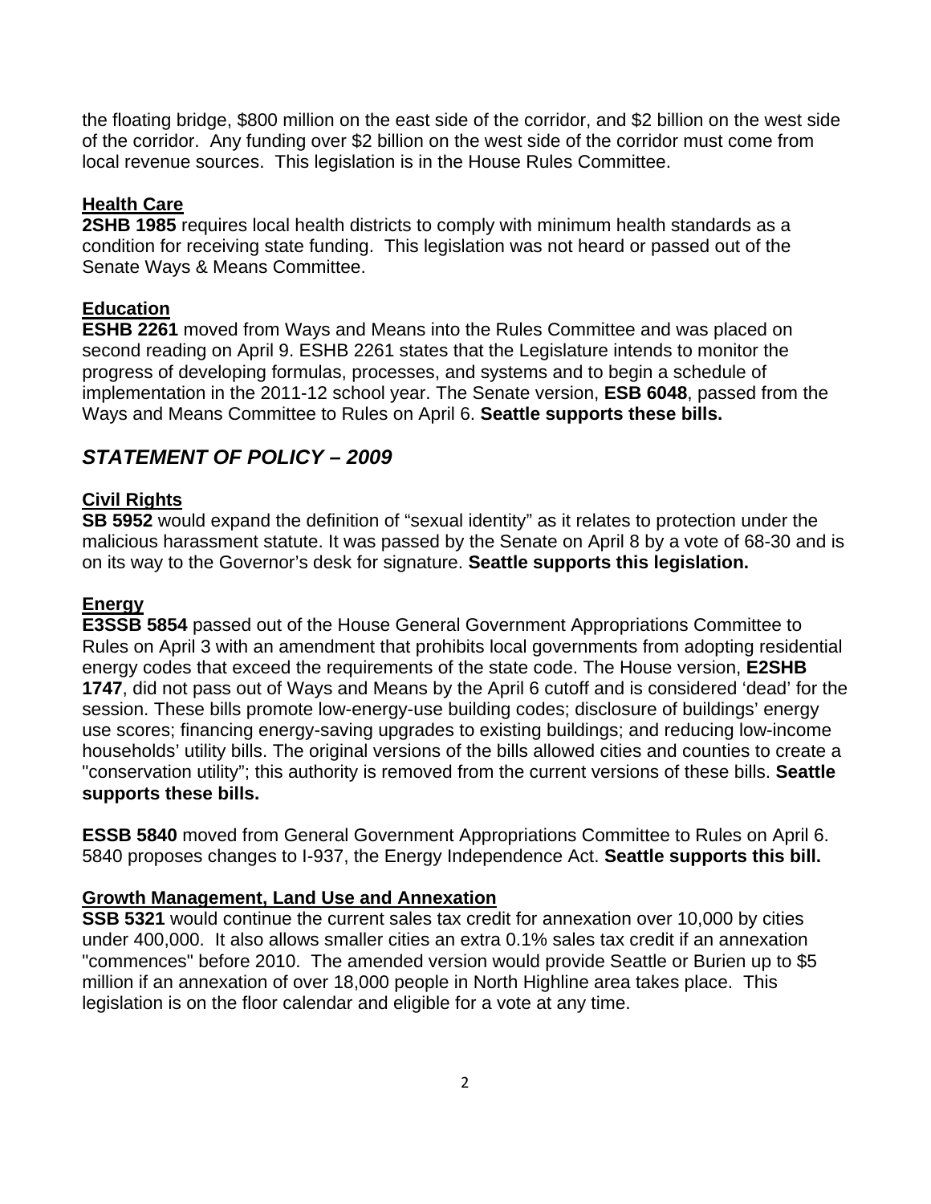the floating bridge, $800 million on the east side of the corridor, and $2 billion on the west side of the corridor. Any funding over $2 billion on the west side of the corridor must come from local revenue sources. This legislation is in the House Rules Committee.

**Health Care**

**2SHB 1985** requires local health districts to comply with minimum health standards as a condition for receiving state funding. This legislation was not heard or passed out of the Senate Ways & Means Committee.

**Education**

**ESHB 2261** moved from Ways and Means into the Rules Committee and was placed on second reading on April 9. ESHB 2261 states that the Legislature intends to monitor the progress of developing formulas, processes, and systems and to begin a schedule of implementation in the 2011-12 school year. The Senate version, **ESB 6048**, passed from the Ways and Means Committee to Rules on April 6. **Seattle supports these bills.**

## *STATEMENT OF POLICY – 2009*

**Civil Rights**

**SB 5952** would expand the definition of "sexual identity" as it relates to protection under the malicious harassment statute. It was passed by the Senate on April 8 by a vote of 68-30 and is on its way to the Governor's desk for signature. **Seattle supports this legislation.**

**Energy**

**E3SSB 5854** passed out of the House General Government Appropriations Committee to Rules on April 3 with an amendment that prohibits local governments from adopting residential energy codes that exceed the requirements of the state code. The House version, **E2SHB 1747**, did not pass out of Ways and Means by the April 6 cutoff and is considered 'dead' for the session. These bills promote low-energy-use building codes; disclosure of buildings' energy use scores; financing energy-saving upgrades to existing buildings; and reducing low-income households' utility bills. The original versions of the bills allowed cities and counties to create a "conservation utility"; this authority is removed from the current versions of these bills. **Seattle supports these bills.**

**ESSB 5840** moved from General Government Appropriations Committee to Rules on April 6. 5840 proposes changes to I-937, the Energy Independence Act. **Seattle supports this bill.**

**Growth Management, Land Use and Annexation**

**SSB 5321** would continue the current sales tax credit for annexation over 10,000 by cities under 400,000. It also allows smaller cities an extra 0.1% sales tax credit if an annexation "commences" before 2010. The amended version would provide Seattle or Burien up to $5 million if an annexation of over 18,000 people in North Highline area takes place. This legislation is on the floor calendar and eligible for a vote at any time.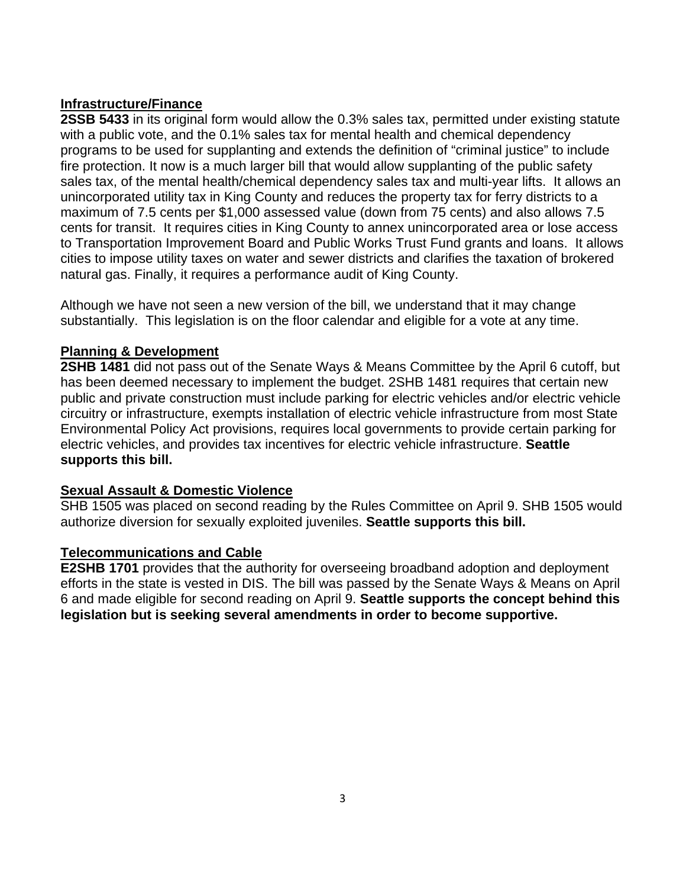**Infrastructure/Finance**

**2SSB 5433** in its original form would allow the 0.3% sales tax, permitted under existing statute with a public vote, and the 0.1% sales tax for mental health and chemical dependency programs to be used for supplanting and extends the definition of "criminal justice" to include fire protection. It now is a much larger bill that would allow supplanting of the public safety sales tax, of the mental health/chemical dependency sales tax and multi-year lifts. It allows an unincorporated utility tax in King County and reduces the property tax for ferry districts to a maximum of 7.5 cents per $1,000 assessed value (down from 75 cents) and also allows 7.5 cents for transit. It requires cities in King County to annex unincorporated area or lose access to Transportation Improvement Board and Public Works Trust Fund grants and loans. It allows cities to impose utility taxes on water and sewer districts and clarifies the taxation of brokered natural gas. Finally, it requires a performance audit of King County.

Although we have not seen a new version of the bill, we understand that it may change substantially. This legislation is on the floor calendar and eligible for a vote at any time.

**Planning & Development**

**2SHB 1481** did not pass out of the Senate Ways & Means Committee by the April 6 cutoff, but has been deemed necessary to implement the budget. 2SHB 1481 requires that certain new public and private construction must include parking for electric vehicles and/or electric vehicle circuitry or infrastructure, exempts installation of electric vehicle infrastructure from most State Environmental Policy Act provisions, requires local governments to provide certain parking for electric vehicles, and provides tax incentives for electric vehicle infrastructure. **Seattle supports this bill.**

**Sexual Assault & Domestic Violence**

SHB 1505 was placed on second reading by the Rules Committee on April 9. SHB 1505 would authorize diversion for sexually exploited juveniles. **Seattle supports this bill.**

**Telecommunications and Cable**

**E2SHB 1701** provides that the authority for overseeing broadband adoption and deployment efforts in the state is vested in DIS. The bill was passed by the Senate Ways & Means on April 6 and made eligible for second reading on April 9. **Seattle supports the concept behind this legislation but is seeking several amendments in order to become supportive.**